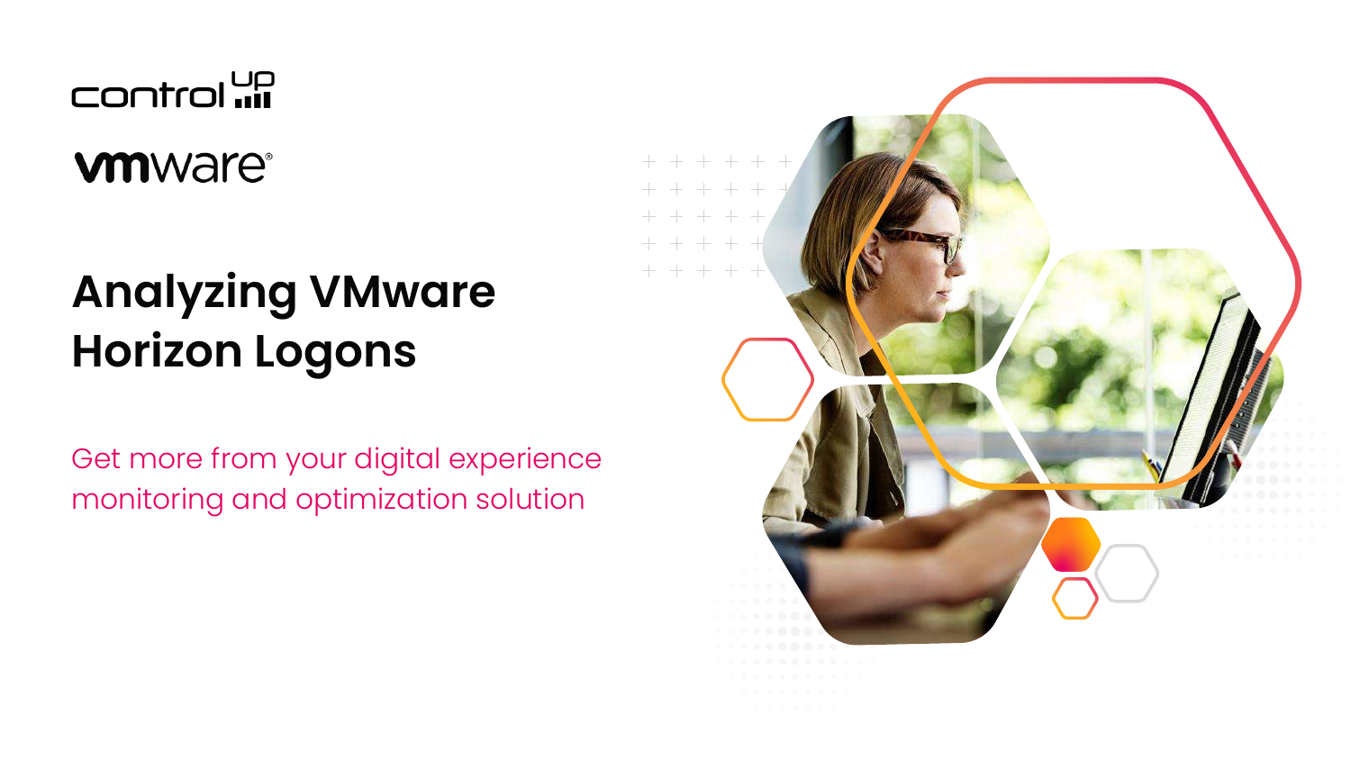controlup

vmware

# Analyzing VMware Horizon Logons

Get more from your digital experience monitoring and optimization solution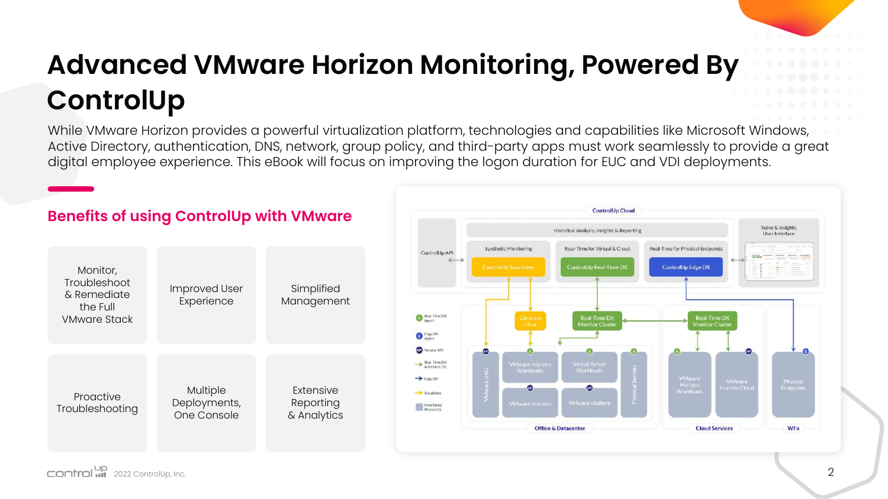# Advanced VMware Horizon Monitoring, Powered By ControlUp

While VMware Horizon provides a powerful virtualization platform, technologies and capabilities like Microsoft Windows, Active Directory, authentication, DNS, network, group policy, and third-party apps must work seamlessly to provide a great digital employee experience. This eBook will focus on improving the logon duration for EUC and VDI deployments.

## Benefits of using ControlUp with VMware

- Monitor, Troubleshoot & Remediate the Full VMware Stack
- Improved User Experience
- Simplified Management
- Proactive Troubleshooting
- Multiple Deployments, One Console
- Extensive Reporting & Analytics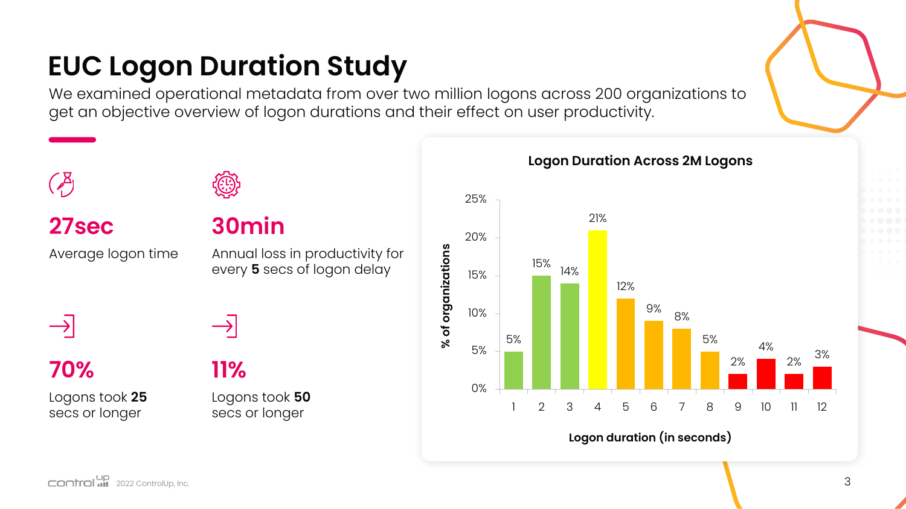# EUC Logon Duration Study

We examined operational metadata from over two million logons across 200 organizations to get an objective overview of logon durations and their effect on user productivity.

**27sec**

Average logon time

**30min**

Annual loss in productivity for every **5** secs of logon delay

**70%**

Logons took **25** secs or longer

**11%**

Logons took **50** secs or longer

## Logon Duration Across 2M Logons

| Logon duration (in seconds) | % of organizations |
|---|---|
| 1 | 5% |
| 2 | 15% |
| 3 | 14% |
| 4 | 21% |
| 5 | 12% |
| 6 | 9% |
| 7 | 8% |
| 8 | 5% |
| 9 | 2% |
| 10 | 4% |
| 11 | 2% |
| 12 | 3% |

2022 ControlUp, Inc.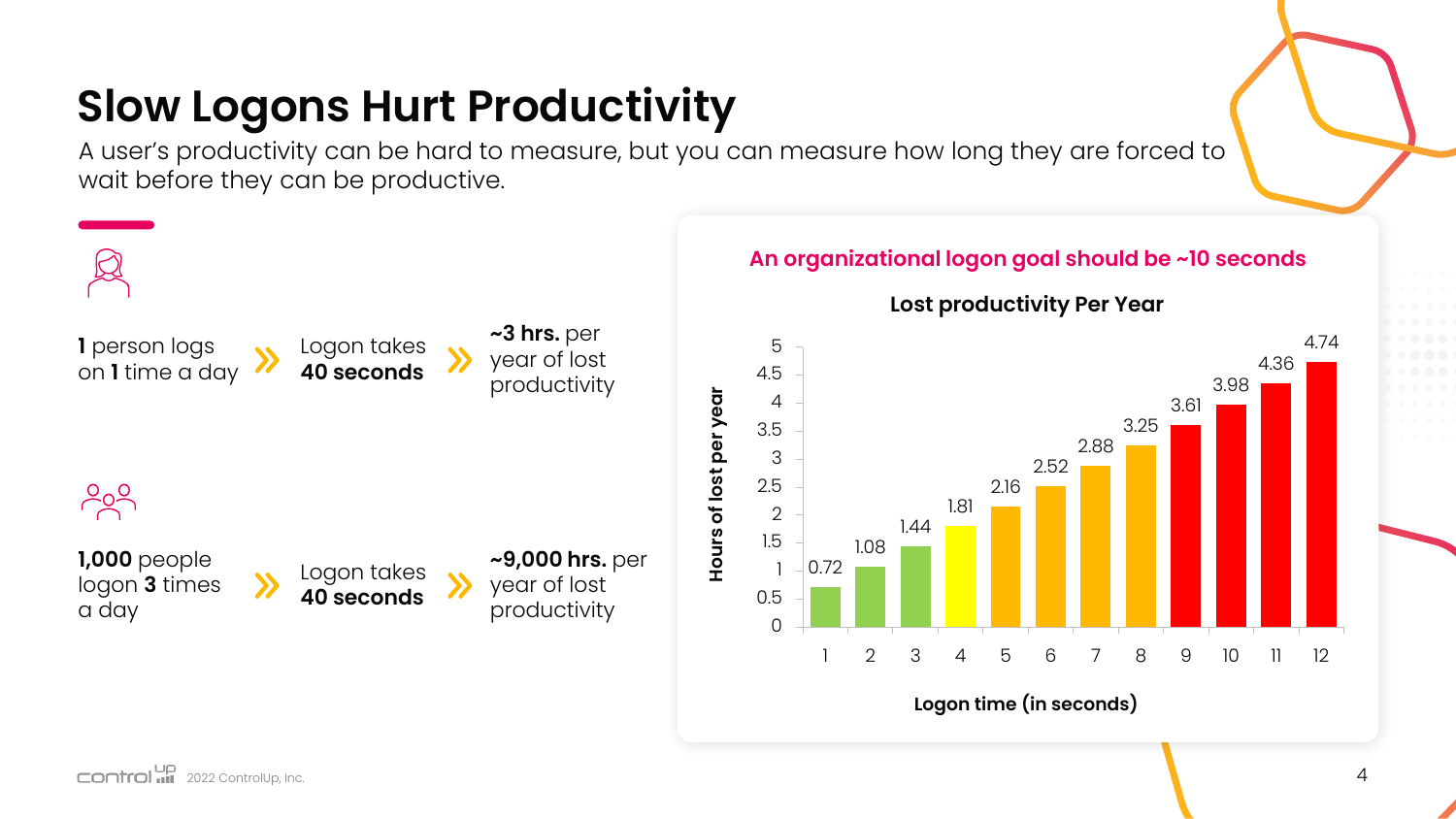# Slow Logons Hurt Productivity

A user's productivity can be hard to measure, but you can measure how long they are forced to wait before they can be productive.

**1** person logs on **1** time a day » Logon takes **40 seconds** » **~3 hrs.** per year of lost productivity

**1,000** people logon **3** times a day » Logon takes **40 seconds** » **~9,000 hrs.** per year of lost productivity

**An organizational logon goal should be ~10 seconds**

**Lost productivity Per Year**

| Logon time (in seconds) | Hours of lost per year |
| --- | --- |
| 1 | 0.72 |
| 2 | 1.08 |
| 3 | 1.44 |
| 4 | 1.81 |
| 5 | 2.16 |
| 6 | 2.52 |
| 7 | 2.88 |
| 8 | 3.25 |
| 9 | 3.61 |
| 10 | 3.98 |
| 11 | 4.36 |
| 12 | 4.74 |

2022 ControlUp, Inc.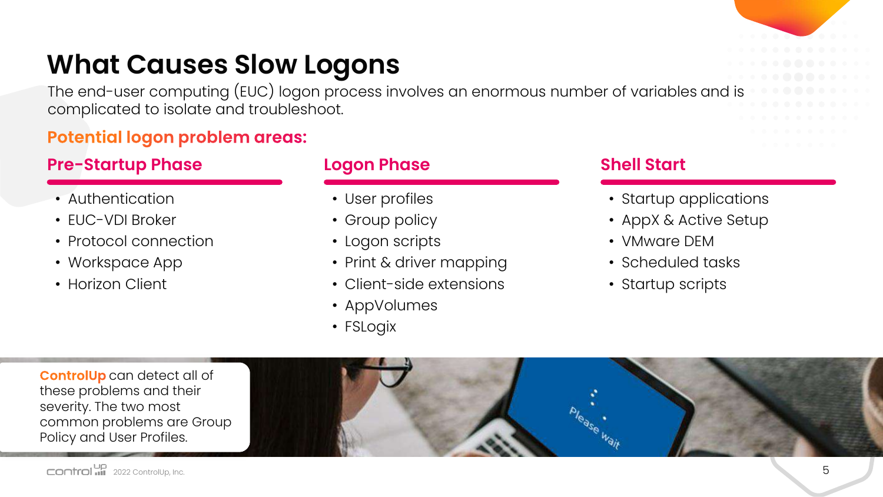# What Causes Slow Logons

The end-user computing (EUC) logon process involves an enormous number of variables and is complicated to isolate and troubleshoot.

## Potential logon problem areas:

### Pre-Startup Phase

- Authentication
- EUC-VDI Broker
- Protocol connection
- Workspace App
- Horizon Client

### Logon Phase

- User profiles
- Group policy
- Logon scripts
- Print & driver mapping
- Client-side extensions
- AppVolumes
- FSLogix

### Shell Start

- Startup applications
- AppX & Active Setup
- VMware DEM
- Scheduled tasks
- Startup scripts

**ControlUp** can detect all of these problems and their severity. The two most common problems are Group Policy and User Profiles.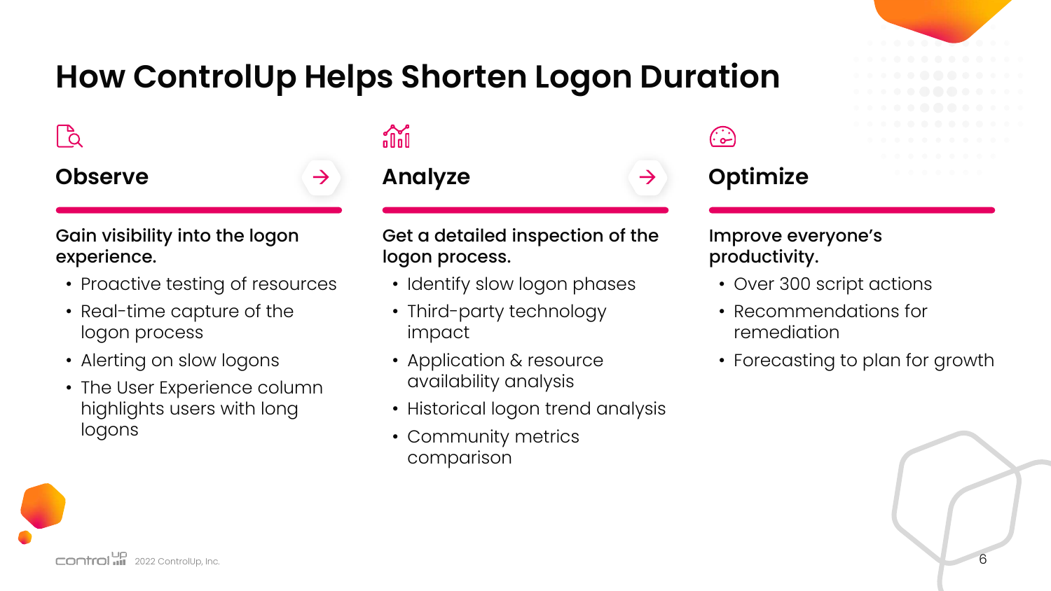# How ControlUp Helps Shorten Logon Duration

## Observe

**Gain visibility into the logon experience.**

- Proactive testing of resources
- Real-time capture of the logon process
- Alerting on slow logons
- The User Experience column highlights users with long logons

## Analyze

**Get a detailed inspection of the logon process.**

- Identify slow logon phases
- Third-party technology impact
- Application & resource availability analysis
- Historical logon trend analysis
- Community metrics comparison

## Optimize

**Improve everyone's productivity.**

- Over 300 script actions
- Recommendations for remediation
- Forecasting to plan for growth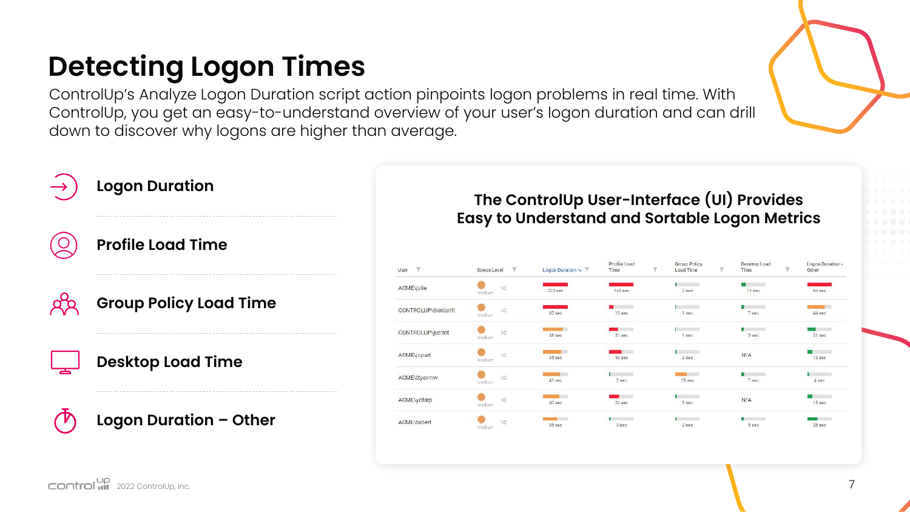# Detecting Logon Times

ControlUp's Analyze Logon Duration script action pinpoints logon problems in real time. With ControlUp, you get an easy-to-understand overview of your user's logon duration and can drill down to discover why logons are higher than average.

- **Logon Duration**
- **Profile Load Time**
- **Group Policy Load Time**
- **Desktop Load Time**
- **Logon Duration – Other**

## The ControlUp User-Interface (UI) Provides Easy to Understand and Sortable Logon Metrics

| User | Stress Level | Logon Duration | Profile Load Time | Group Policy Load Time | Desktop Load Time | Logon Duration - Other |
|---|---|---|---|---|---|---|
| ACME\julie | Medium | 222 sec | 145 sec | 2 sec | 11 sec | 64 sec |
| CONTROLUP\trententt | Medium | 62 sec | 10 sec | 1 sec | 7 sec | 44 sec |
| CONTROLUP\justint | Medium | 48 sec | 21 sec | 1 sec | 5 sec | 21 sec |
| ACME\jopart | Medium | 45 sec | 30 sec | 2 sec | N/A | 13 sec |
| ACME\ttyevmw | Medium | 41 sec | 2 sec | 28 sec | 7 sec | 4 sec |
| ACME\yotarp | Medium | 40 sec | 24 sec | 3 sec | N/A | 13 sec |
| ACME\tabert | Medium | 35 sec | 3 sec | 2 sec | 5 sec | 25 sec |

2022 ControlUp, Inc.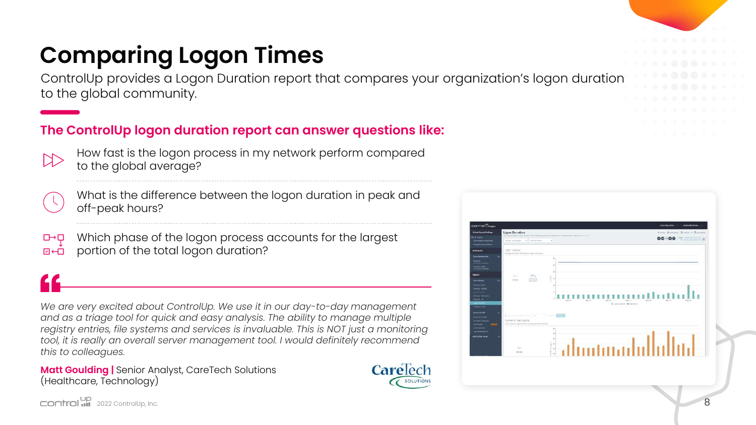# Comparing Logon Times

ControlUp provides a Logon Duration report that compares your organization's logon duration to the global community.

## The ControlUp logon duration report can answer questions like:

- How fast is the logon process in my network perform compared to the global average?
- What is the difference between the logon duration in peak and off-peak hours?
- Which phase of the logon process accounts for the largest portion of the total logon duration?

> *We are very excited about ControlUp. We use it in our day-to-day management and as a triage tool for quick and easy analysis. The ability to manage multiple registry entries, file systems and services is invaluable. This is NOT just a monitoring tool, it is really an overall server management tool. I would definitely recommend this to colleagues.*

**Matt Goulding |** Senior Analyst, CareTech Solutions (Healthcare, Technology)

2022 ControlUp, Inc.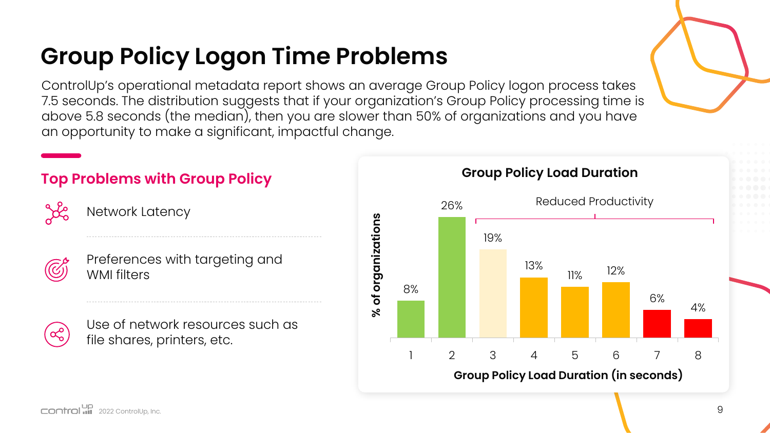# Group Policy Logon Time Problems

ControlUp's operational metadata report shows an average Group Policy logon process takes 7.5 seconds. The distribution suggests that if your organization's Group Policy processing time is above 5.8 seconds (the median), then you are slower than 50% of organizations and you have an opportunity to make a significant, impactful change.

## Top Problems with Group Policy

- Network Latency
- Preferences with targeting and WMI filters
- Use of network resources such as file shares, printers, etc.

### Group Policy Load Duration

| Group Policy Load Duration (in seconds) | % of organizations |
|---|---|
| 1 | 8% |
| 2 | 26% |
| 3 | 19% |
| 4 | 13% |
| 5 | 11% |
| 6 | 12% |
| 7 | 6% |
| 8 | 4% |

Reduced Productivity (3–8 seconds)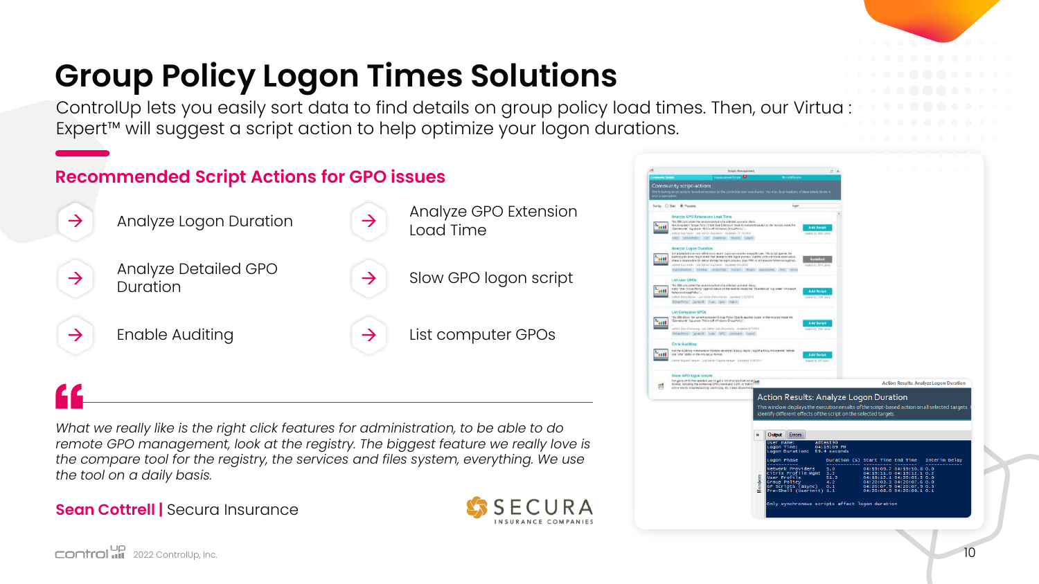# Group Policy Logon Times Solutions

ControlUp lets you easily sort data to find details on group policy load times. Then, our Virtua : Expert™ will suggest a script action to help optimize your logon durations.

## Recommended Script Actions for GPO issues

- Analyze Logon Duration
- Analyze Detailed GPO Duration
- Enable Auditing
- Analyze GPO Extension Load Time
- Slow GPO logon script
- List computer GPOs

> *What we really like is the right click features for administration, to be able to do remote GPO management, look at the registry. The biggest feature we really love is the compare tool for the registry, the services and files system, everything. We use the tool on a daily basis.*

**Sean Cottrell |** Secura Insurance

SECURA INSURANCE COMPANIES

2022 ControlUp, Inc.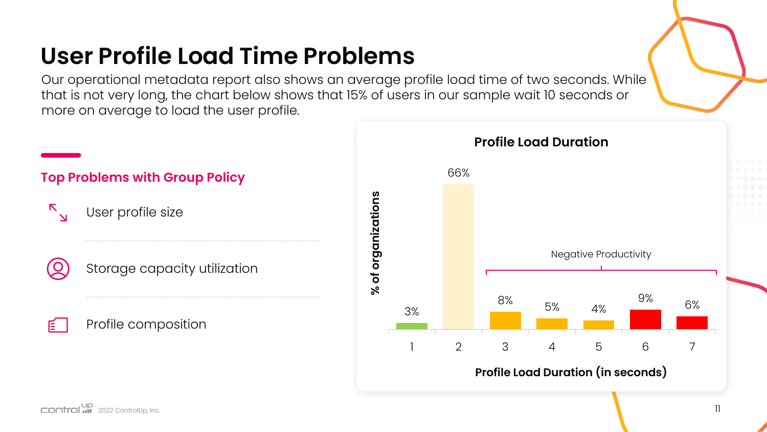# User Profile Load Time Problems

Our operational metadata report also shows an average profile load time of two seconds. While that is not very long, the chart below shows that 15% of users in our sample wait 10 seconds or more on average to load the user profile.

## Top Problems with Group Policy

- User profile size
- Storage capacity utilization
- Profile composition

### Profile Load Duration

| Profile Load Duration (in seconds) | % of organizations |
|---|---|
| 1 | 3% |
| 2 | 66% |
| 3 | 8% |
| 4 | 5% |
| 5 | 4% |
| 6 | 9% |
| 7 | 6% |

Negative Productivity (3–7 seconds)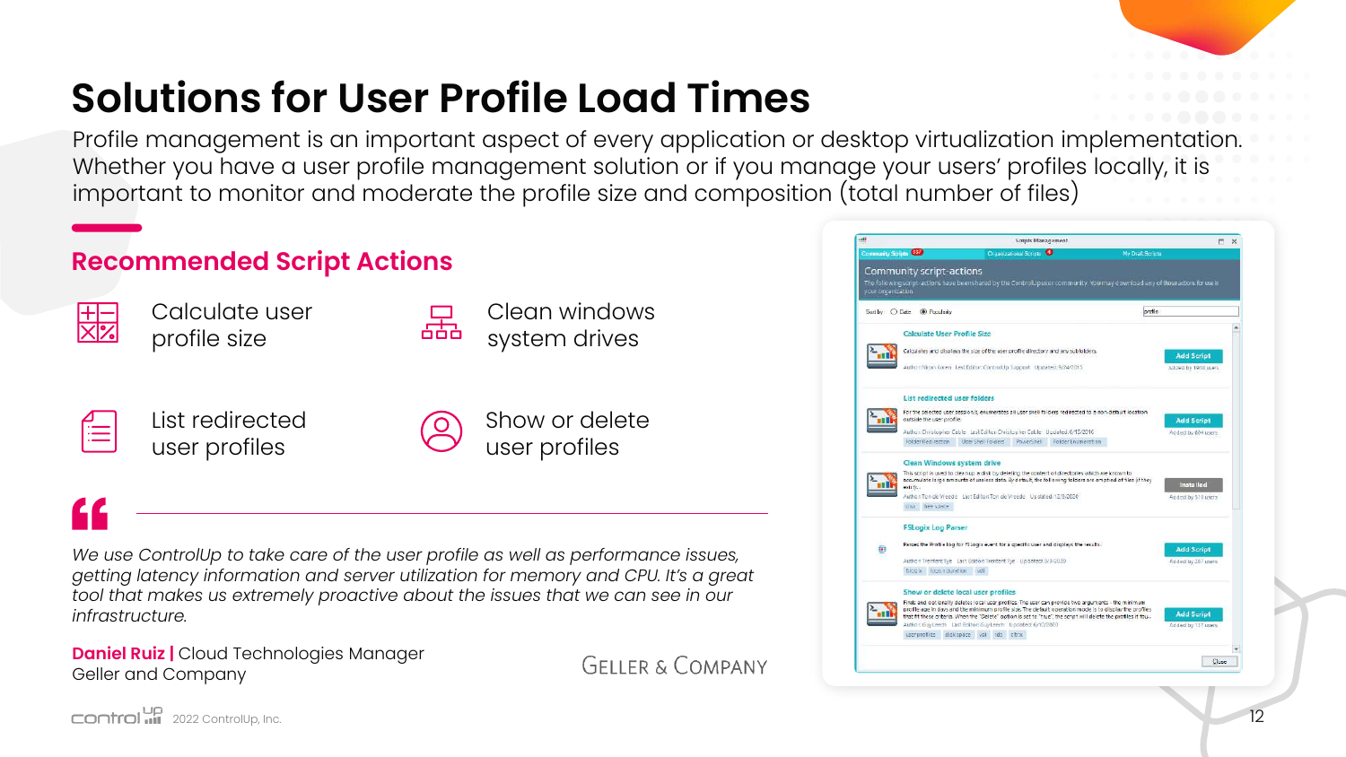# Solutions for User Profile Load Times

Profile management is an important aspect of every application or desktop virtualization implementation. Whether you have a user profile management solution or if you manage your users' profiles locally, it is important to monitor and moderate the profile size and composition (total number of files)

## Recommended Script Actions

- Calculate user profile size
- Clean windows system drives
- List redirected user profiles
- Show or delete user profiles

*We use ControlUp to take care of the user profile as well as performance issues, getting latency information and server utilization for memory and CPU. It's a great tool that makes us extremely proactive about the issues that we can see in our infrastructure.*

**Daniel Ruiz |** Cloud Technologies Manager
Geller and Company

GELLER & COMPANY

2022 ControlUp, Inc.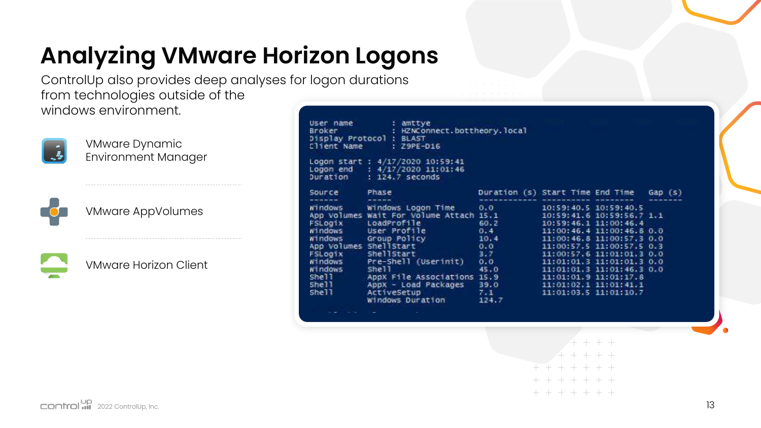# Analyzing VMware Horizon Logons

ControlUp also provides deep analyses for logon durations from technologies outside of the windows environment.

- VMware Dynamic Environment Manager
- VMware AppVolumes
- VMware Horizon Client

```
User name        : amttye
Broker           : HZNConnect.bottheory.local
Display Protocol : BLAST
Client Name      : Z9PE-D16

Logon start : 4/17/2020 10:59:41
Logon end   : 4/17/2020 11:01:46
Duration    : 124.7 seconds

Source       Phase                    Duration (s) Start Time End Time   Gap (s)
------       -----                    ------------ ---------- --------   -------
Windows      Windows Logon Time       0.0          10:59:40.5 10:59:40.5
App Volumes  Wait For Volume Attach   15.1         10:59:41.6 10:59:56.7 1.1
FSLogix      LoadProfile              60.2         10:59:46.1 11:00:46.4
Windows      User Profile             0.4          11:00:46.4 11:00:46.8 0.0
Windows      Group Policy             10.4         11:00:46.8 11:00:57.3 0.0
App Volumes  ShellStart               0.0          11:00:57.5 11:00:57.5 0.3
FSLogix      ShellStart               3.7          11:00:57.6 11:01:01.3 0.0
Windows      Pre-Shell (Userinit)     0.0          11:01:01.3 11:01:01.3 0.0
Windows      Shell                    45.0         11:01:01.3 11:01:46.3 0.0
Shell        AppX File Associations   15.9         11:01:01.9 11:01:17.8
Shell        AppX - Load Packages     39.0         11:01:02.1 11:01:41.1
Shell        ActiveSetup              7.1          11:01:03.5 11:01:10.7
             Windows Duration         124.7
```

2022 ControlUp, Inc.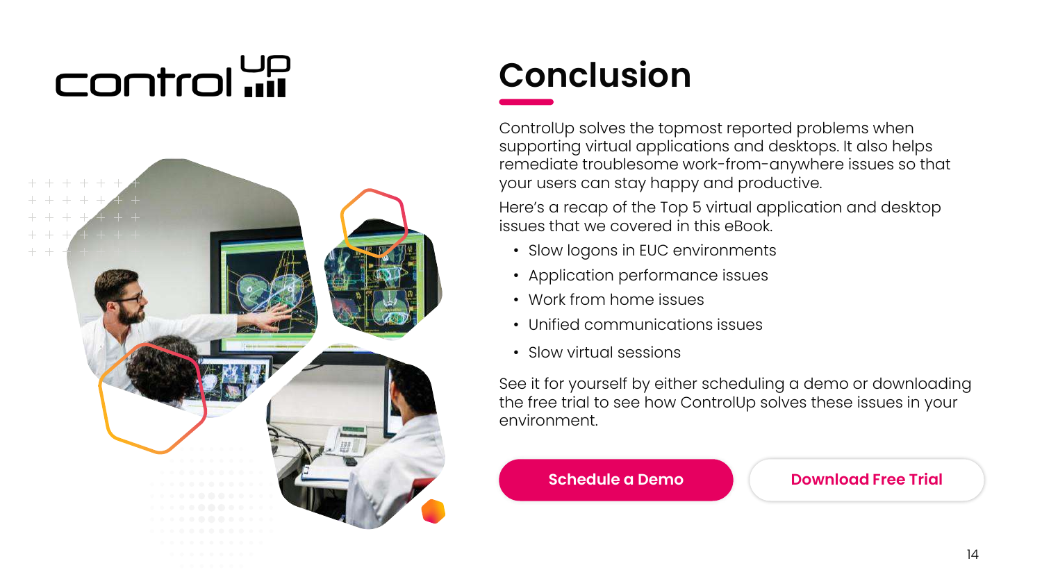# Conclusion

ControlUp solves the topmost reported problems when supporting virtual applications and desktops. It also helps remediate troublesome work-from-anywhere issues so that your users can stay happy and productive.

Here's a recap of the Top 5 virtual application and desktop issues that we covered in this eBook.

- Slow logons in EUC environments
- Application performance issues
- Work from home issues
- Unified communications issues
- Slow virtual sessions

See it for yourself by either scheduling a demo or downloading the free trial to see how ControlUp solves these issues in your environment.

**Schedule a Demo** | **Download Free Trial**